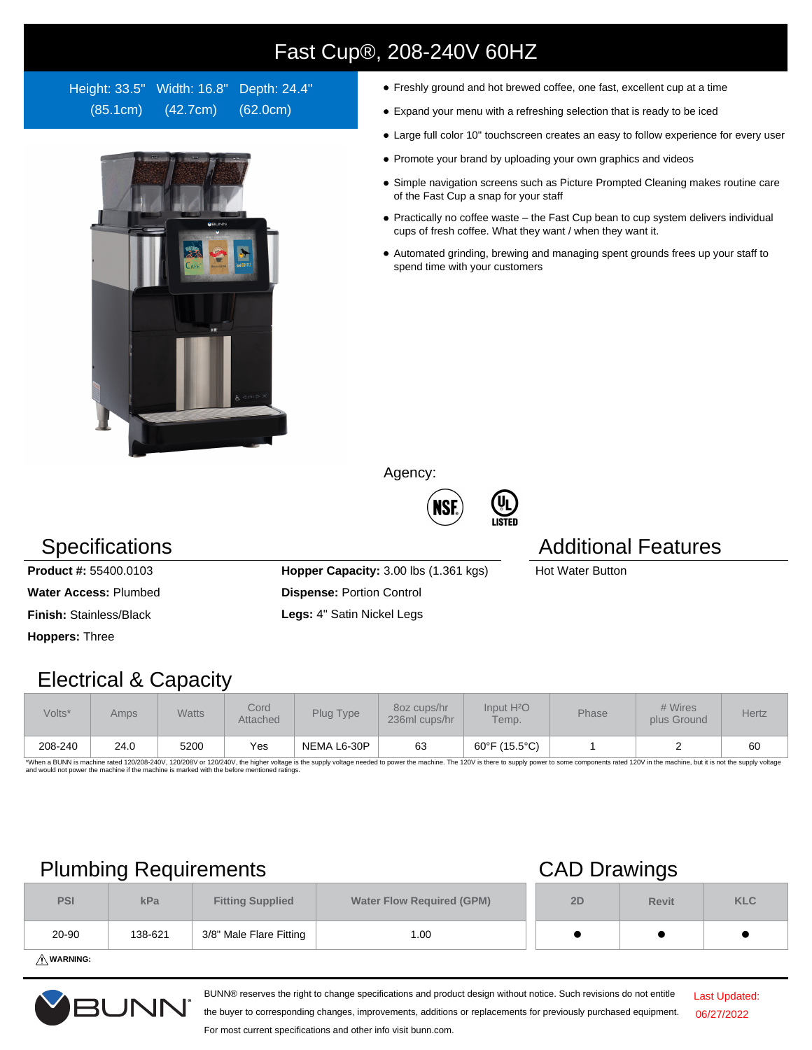# Fast Cup®, 208-240V 60HZ

Height: 33.5" (85.1cm) Width: 16.8" (42.7cm) Depth: 24.4" (62.0cm)

- Freshly ground and hot brewed coffee, one fast, excellent cup at a time
- Expand your menu with a refreshing selection that is ready to be iced
- Large full color 10" touchscreen creates an easy to follow experience for every user
- Promote your brand by uploading your own graphics and videos
- Simple navigation screens such as Picture Prompted Cleaning makes routine care of the Fast Cup a snap for your staff
- Practically no coffee waste – the Fast Cup bean to cup system delivers individual cups of fresh coffee. What they want / when they want it.
- Automated grinding, brewing and managing spent grounds frees up your staff to spend time with your customers

Agency:

## Specifications

**Product #:** 55400.0103

**Water Access:** Plumbed

**Finish:** Stainless/Black

**Hoppers:** Three

**Hopper Capacity:** 3.00 lbs (1.361 kgs)

**Dispense:** Portion Control

**Legs:** 4" Satin Nickel Legs

## Additional Features

Hot Water Button

## Electrical & Capacity

| Volts* | Amps | Watts | Cord Attached | Plug Type | 8oz cups/hr 236ml cups/hr | Input $H^2O$ Temp. | Phase | # Wires plus Ground | Hertz |
|---|---|---|---|---|---|---|---|---|---|
| 208-240 | 24.0 | 5200 | Yes | NEMA L6-30P | 63 | 60°F (15.5°C) | 1 | 2 | 60 |

*When a BUNN is machine rated 120/208-240V, 120/208V or 120/240V, the higher voltage is the supply voltage needed to power the machine. The 120V is there to supply power to some components rated 120V in the machine, but it is not the supply voltage and would not power the machine if the machine is marked with the before mentioned ratings.

## Plumbing Requirements

| PSI | kPa | Fitting Supplied | Water Flow Required (GPM) |
|---|---|---|---|
| 20-90 | 138-621 | 3/8" Male Flare Fitting | 1.00 |

⚠ **WARNING:**

## CAD Drawings

| 2D | Revit | KLC |
|---|---|---|
| ● | ● | ● |

BUNN® reserves the right to change specifications and product design without notice. Such revisions do not entitle the buyer to corresponding changes, improvements, additions or replacements for previously purchased equipment. For most current specifications and other info visit bunn.com.

Last Updated: 06/27/2022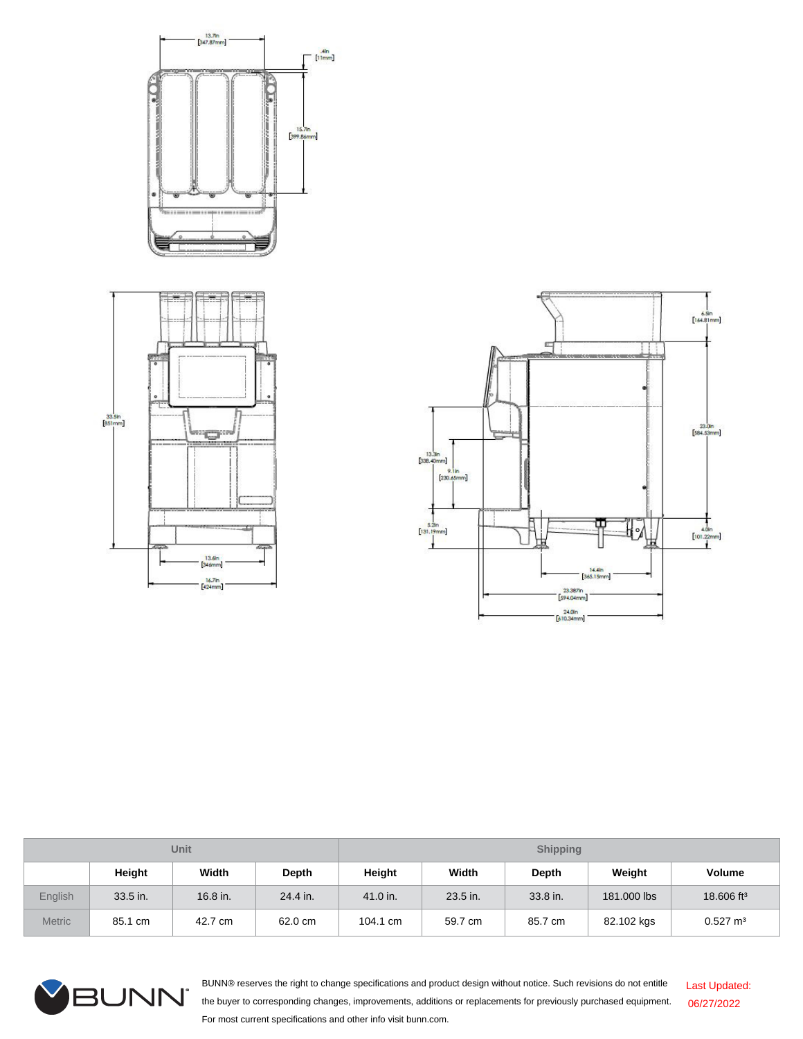13.7in [347.87mm]

.4in [11mm]

15.7in [399.86mm]

33.5in [851mm]

13.6in [346mm]

16.7in [424mm]

6.5in [164.81mm]

23.0in [584.53mm]

4.0in [101.22mm]

13.3in [338.40mm]

9.1in [230.65mm]

5.2in [131.19mm]

14.4in [365.15mm]

23.387in [594.04mm]

24.0in [610.34mm]

| Unit | | | | Shipping | | | | | |
|---|---|---|---|---|---|---|---|---|---|
| | Height | Width | Depth | Height | Width | Depth | Weight | Volume |
| English | 33.5 in. | 16.8 in. | 24.4 in. | 41.0 in. | 23.5 in. | 33.8 in. | 181.000 lbs | 18.606 ft³ |
| Metric | 85.1 cm | 42.7 cm | 62.0 cm | 104.1 cm | 59.7 cm | 85.7 cm | 82.102 kgs | 0.527 m³ |

BUNN® reserves the right to change specifications and product design without notice. Such revisions do not entitle the buyer to corresponding changes, improvements, additions or replacements for previously purchased equipment. For most current specifications and other info visit bunn.com.

Last Updated: 06/27/2022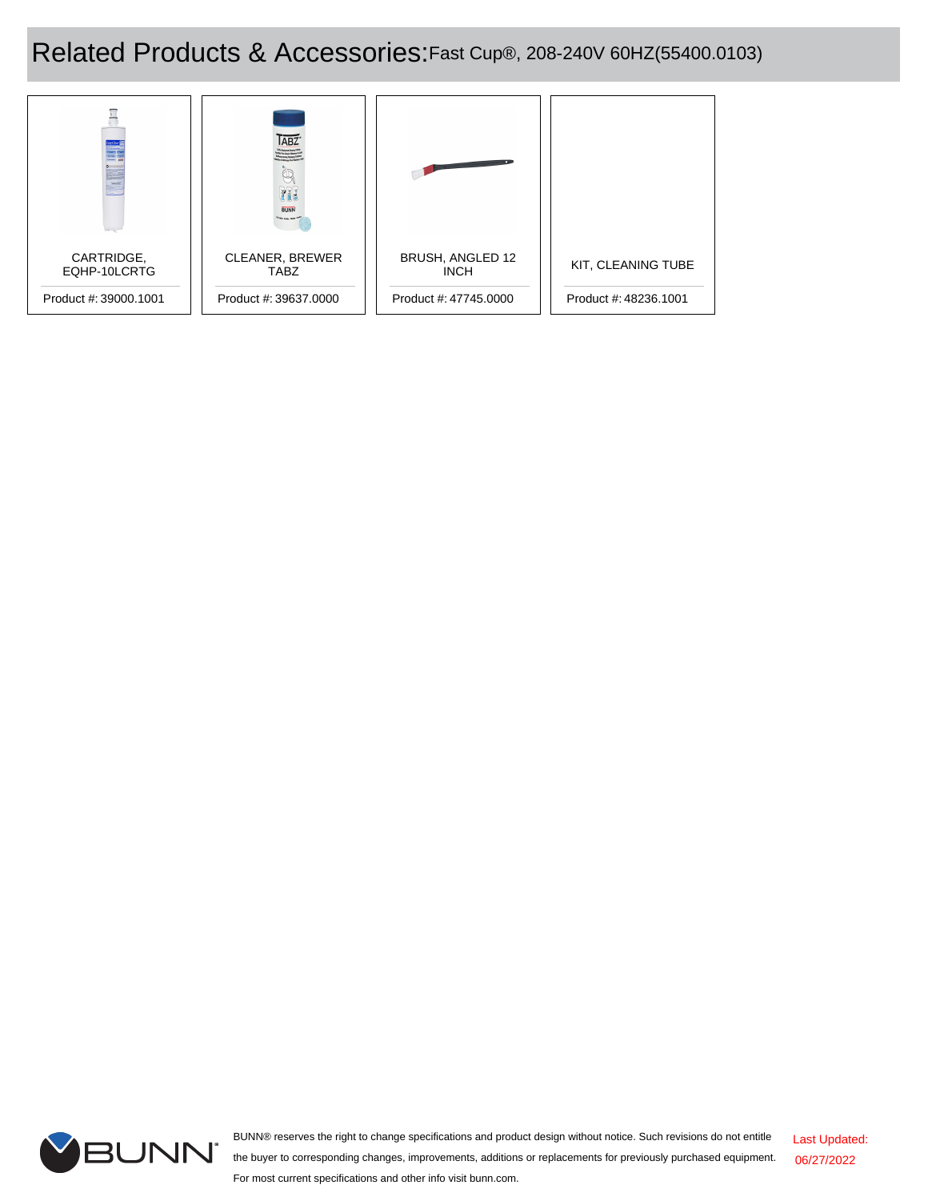# Related Products & Accessories: Fast Cup®, 208-240V 60HZ(55400.0103)

| Product | Product # |
| --- | --- |
| CARTRIDGE, EQHP-10LCRTG | 39000.1001 |
| CLEANER, BREWER TABZ | 39637.0000 |
| BRUSH, ANGLED 12 INCH | 47745.0000 |
| KIT, CLEANING TUBE | 48236.1001 |

BUNN® reserves the right to change specifications and product design without notice. Such revisions do not entitle the buyer to corresponding changes, improvements, additions or replacements for previously purchased equipment. For most current specifications and other info visit bunn.com.

Last Updated: 06/27/2022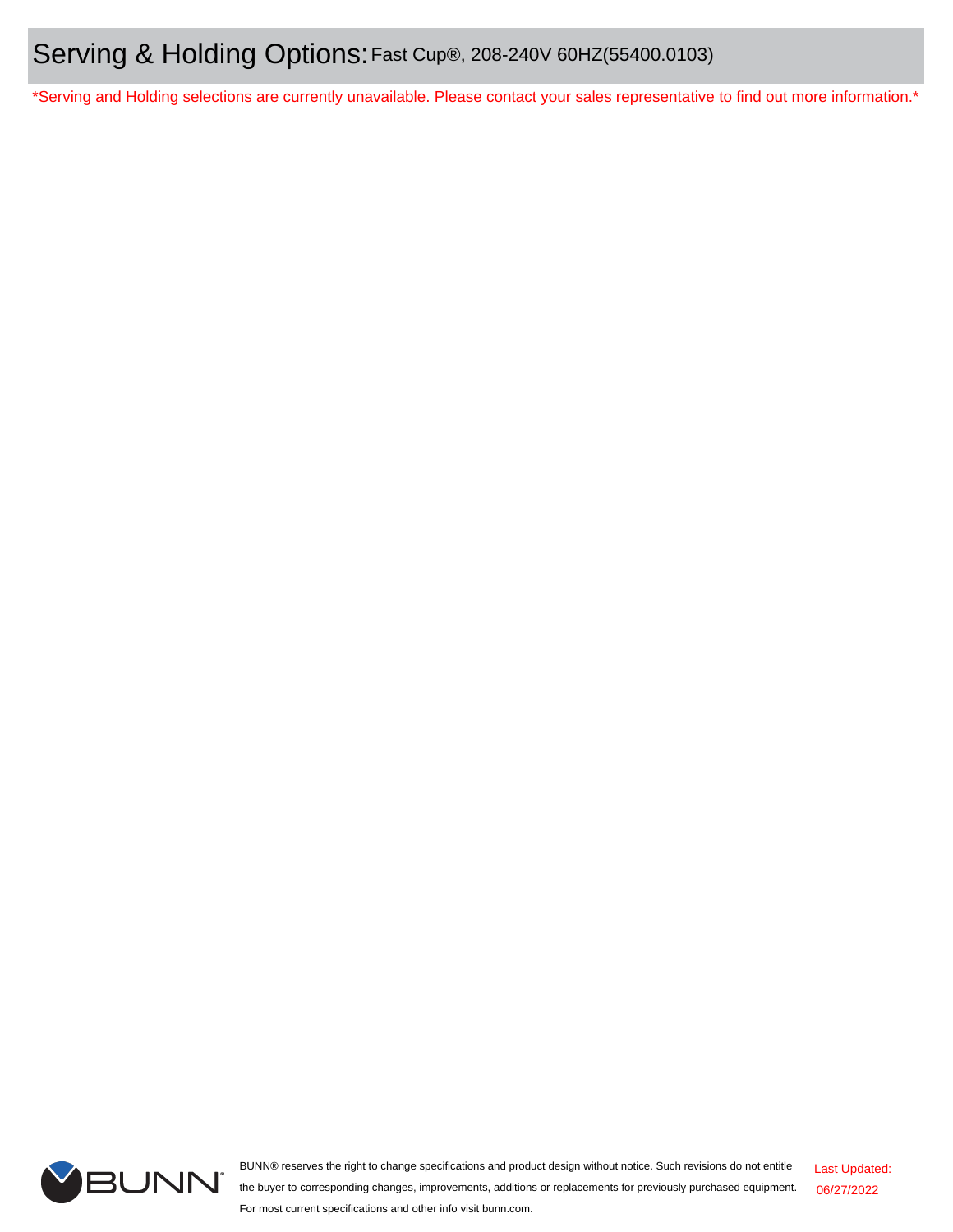# Serving & Holding Options: Fast Cup®, 208-240V 60HZ(55400.0103)

*Serving and Holding selections are currently unavailable. Please contact your sales representative to find out more information.*

BUNN® reserves the right to change specifications and product design without notice. Such revisions do not entitle the buyer to corresponding changes, improvements, additions or replacements for previously purchased equipment. For most current specifications and other info visit bunn.com.

Last Updated: 06/27/2022